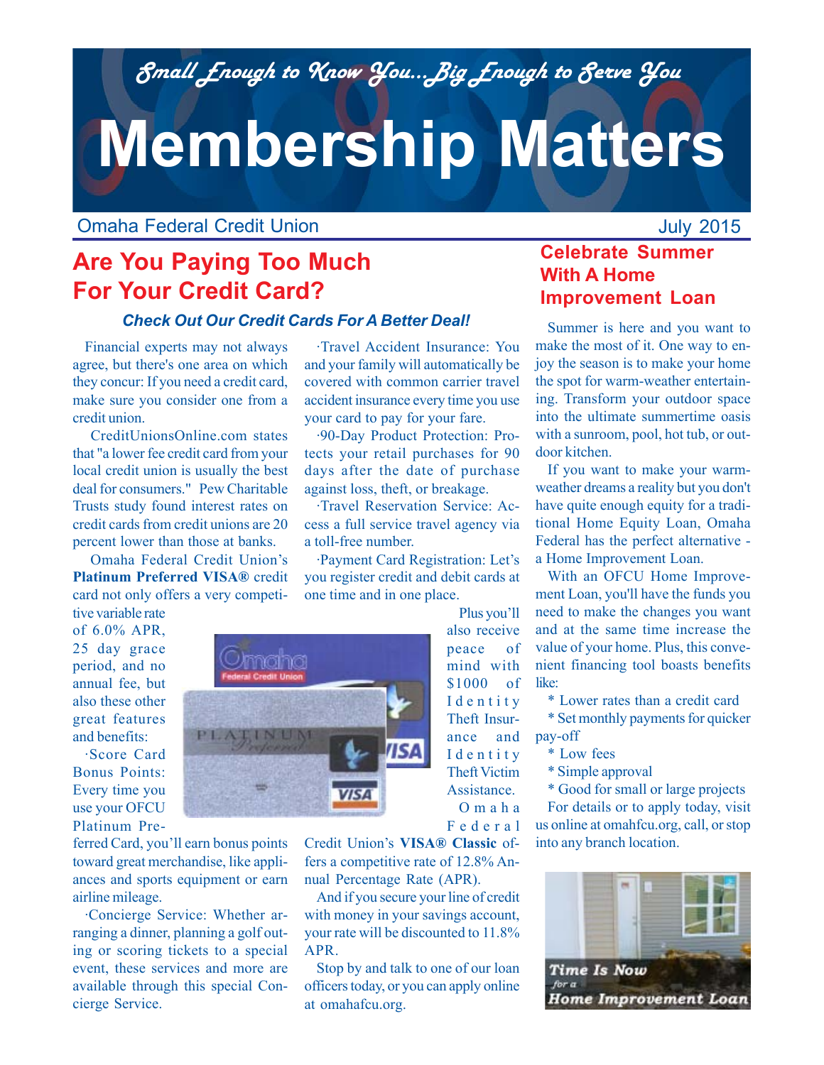*Small Enough to Know You...Big Enough to Serve You*

# Membership Matters

Omaha Federal Credit Union

July 2015

## Are You Paying Too Much For Your Credit Card?

### *Check Out Our Credit Cards For A Better Deal!*

Financial experts may not always agree, but there's one area on which they concur: If you need a credit card, make sure you consider one from a credit union.

CreditUnionsOnline.com states that "a lower fee credit card from your local credit union is usually the best deal for consumers." Pew Charitable Trusts study found interest rates on credit cards from credit unions are 20 percent lower than those at banks.

Omaha Federal Credit Union's **Platinum Preferred VISA®** credit card not only offers a very competitive variable rate of 6.0% APR, 25 day grace period, and no annual fee, but also these other great features and benefits:

·Score Card Bonus Points: Every time you use your OFCU Platinum Preferred Card, you'll earn bonus points toward great merchandise, like appliances and sports equipment or earn airline mileage.

·Concierge Service: Whether arranging a dinner, planning a golf outing or scoring tickets to a special event, these services and more are available through this special Concierge Service.

·Travel Accident Insurance: You and your family will automatically be covered with common carrier travel accident insurance every time you use your card to pay for your fare.

·90-Day Product Protection: Protects your retail purchases for 90 days after the date of purchase against loss, theft, or breakage.

·Travel Reservation Service: Access a full service travel agency via a toll-free number.

·Payment Card Registration: Let's you register credit and debit cards at one time and in one place.

Plus you'll also receive peace of mind with $1000 of Identity Theft Insurance and Identity Theft Victim Assistance.

Omaha Federal Credit Union's **VISA® Classic** offers a competitive rate of 12.8% Annual Percentage Rate (APR).

And if you secure your line of credit with money in your savings account, your rate will be discounted to 11.8% APR.

Stop by and talk to one of our loan officers today, or you can apply online at omahafcu.org.

## Celebrate Summer With A Home Improvement Loan

Summer is here and you want to make the most of it. One way to enjoy the season is to make your home the spot for warm-weather entertaining. Transform your outdoor space into the ultimate summertime oasis with a sunroom, pool, hot tub, or outdoor kitchen.

If you want to make your warm-weather dreams a reality but you don't have quite enough equity for a traditional Home Equity Loan, Omaha Federal has the perfect alternative - a Home Improvement Loan.

With an OFCU Home Improvement Loan, you'll have the funds you need to make the changes you want and at the same time increase the value of your home. Plus, this convenient financing tool boasts benefits like:

* Lower rates than a credit card
* Set monthly payments for quicker pay-off
* Low fees
* Simple approval
* Good for small or large projects

For details or to apply today, visit us online at omahafcu.org, call, or stop into any branch location.

**Time Is Now** *for a* **Home Improvement Loan**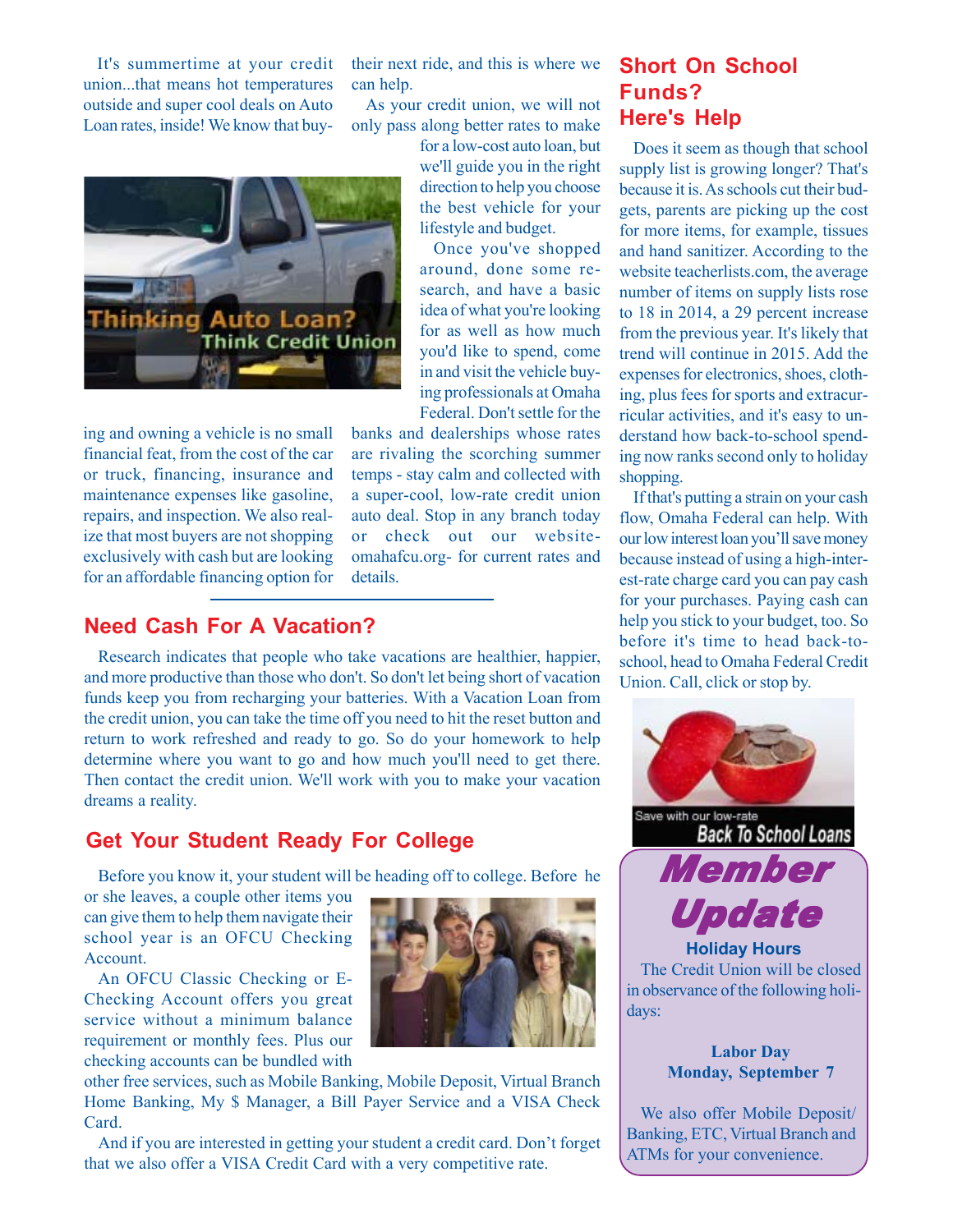It's summertime at your credit union...that means hot temperatures outside and super cool deals on Auto Loan rates, inside! We know that buying and owning a vehicle is no small financial feat, from the cost of the car or truck, financing, insurance and maintenance expenses like gasoline, repairs, and inspection. We also realize that most buyers are not shopping exclusively with cash but are looking for an affordable financing option for their next ride, and this is where we can help.

As your credit union, we will not only pass along better rates to make for a low-cost auto loan, but we'll guide you in the right direction to help you choose the best vehicle for your lifestyle and budget.

Once you've shopped around, done some research, and have a basic idea of what you're looking for as well as how much you'd like to spend, come in and visit the vehicle buying professionals at Omaha Federal. Don't settle for the banks and dealerships whose rates are rivaling the scorching summer temps - stay calm and collected with a super-cool, low-rate credit union auto deal. Stop in any branch today or check out our website- omahafcu.org- for current rates and details.

Thinking Auto Loan? Think Credit Union

## Need Cash For A Vacation?

Research indicates that people who take vacations are healthier, happier, and more productive than those who don't. So don't let being short of vacation funds keep you from recharging your batteries. With a Vacation Loan from the credit union, you can take the time off you need to hit the reset button and return to work refreshed and ready to go. So do your homework to help determine where you want to go and how much you'll need to get there. Then contact the credit union. We'll work with you to make your vacation dreams a reality.

## Get Your Student Ready For College

Before you know it, your student will be heading off to college. Before he or she leaves, a couple other items you can give them to help them navigate their school year is an OFCU Checking Account.

An OFCU Classic Checking or E-Checking Account offers you great service without a minimum balance requirement or monthly fees. Plus our checking accounts can be bundled with other free services, such as Mobile Banking, Mobile Deposit, Virtual Branch Home Banking, My $ Manager, a Bill Payer Service and a VISA Check Card.

And if you are interested in getting your student a credit card. Don't forget that we also offer a VISA Credit Card with a very competitive rate.

## Short On School Funds? Here's Help

Does it seem as though that school supply list is growing longer? That's because it is. As schools cut their budgets, parents are picking up the cost for more items, for example, tissues and hand sanitizer. According to the website teacherlists.com, the average number of items on supply lists rose to 18 in 2014, a 29 percent increase from the previous year. It's likely that trend will continue in 2015. Add the expenses for electronics, shoes, clothing, plus fees for sports and extracurricular activities, and it's easy to understand how back-to-school spending now ranks second only to holiday shopping.

If that's putting a strain on your cash flow, Omaha Federal can help. With our low interest loan you'll save money because instead of using a high-interest-rate charge card you can pay cash for your purchases. Paying cash can help you stick to your budget, too. So before it's time to head back-to-school, head to Omaha Federal Credit Union. Call, click or stop by.

Save with our low-rate Back To School Loans

## Member Update

**Holiday Hours**

The Credit Union will be closed in observance of the following holidays:

**Labor Day**
**Monday, September 7**

We also offer Mobile Deposit/ Banking, ETC, Virtual Branch and ATMs for your convenience.